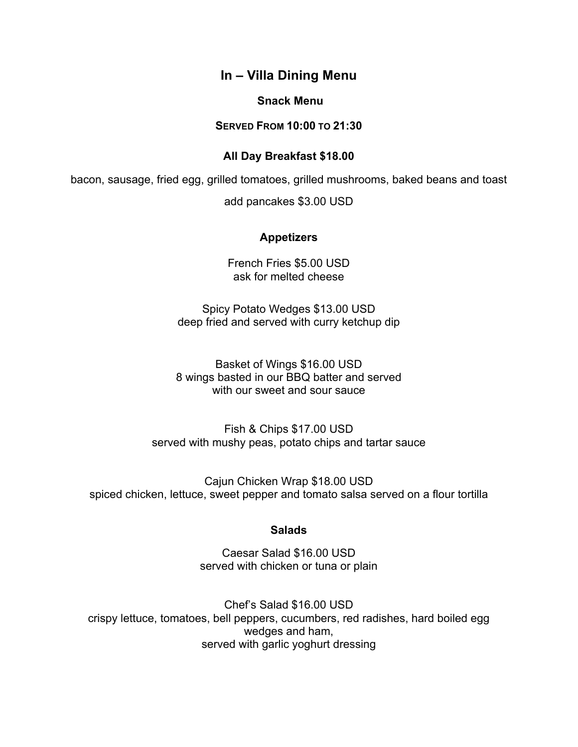# In – Villa Dining Menu

## Snack Menu

**Served From 10:00 to 21:30**

### All Day Breakfast $18.00

bacon, sausage, fried egg, grilled tomatoes, grilled mushrooms, baked beans and toast

add pancakes $3.00 USD

### Appetizers

French Fries $5.00 USD
ask for melted cheese

Spicy Potato Wedges $13.00 USD
deep fried and served with curry ketchup dip

Basket of Wings $16.00 USD
8 wings basted in our BBQ batter and served
with our sweet and sour sauce

Fish & Chips $17.00 USD
served with mushy peas, potato chips and tartar sauce

Cajun Chicken Wrap $18.00 USD
spiced chicken, lettuce, sweet pepper and tomato salsa served on a flour tortilla

### Salads

Caesar Salad $16.00 USD
served with chicken or tuna or plain

Chef's Salad $16.00 USD
crispy lettuce, tomatoes, bell peppers, cucumbers, red radishes, hard boiled egg wedges and ham,
served with garlic yoghurt dressing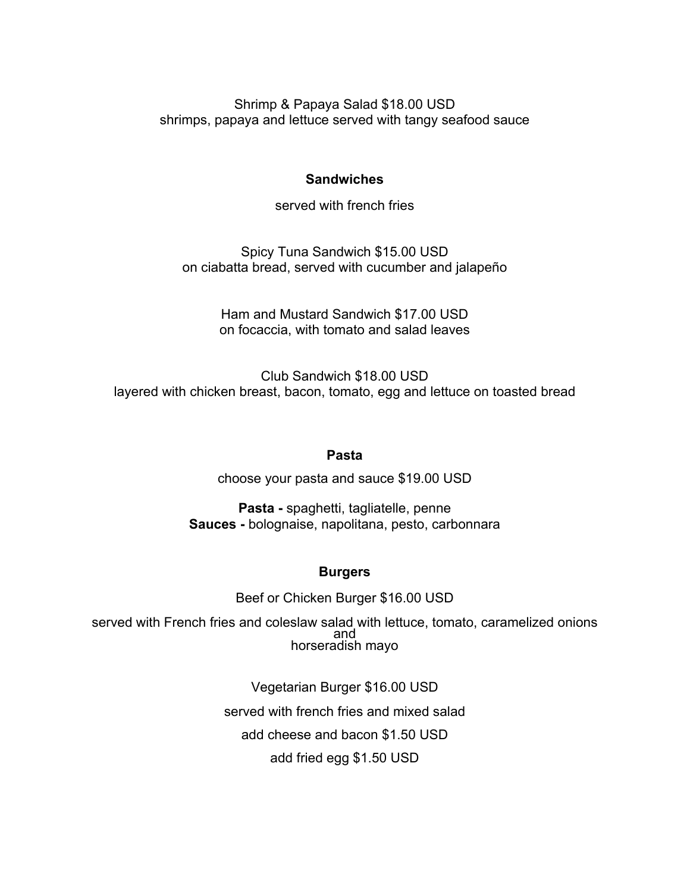Shrimp & Papaya Salad $18.00 USD
shrimps, papaya and lettuce served with tangy seafood sauce

## Sandwiches

served with french fries

Spicy Tuna Sandwich $15.00 USD
on ciabatta bread, served with cucumber and jalapeño

Ham and Mustard Sandwich $17.00 USD
on focaccia, with tomato and salad leaves

Club Sandwich $18.00 USD
layered with chicken breast, bacon, tomato, egg and lettuce on toasted bread

## Pasta

choose your pasta and sauce $19.00 USD

**Pasta -** spaghetti, tagliatelle, penne
**Sauces -** bolognaise, napolitana, pesto, carbonnara

## Burgers

Beef or Chicken Burger $16.00 USD

served with French fries and coleslaw salad with lettuce, tomato, caramelized onions and horseradish mayo

Vegetarian Burger $16.00 USD

served with french fries and mixed salad

add cheese and bacon $1.50 USD

add fried egg $1.50 USD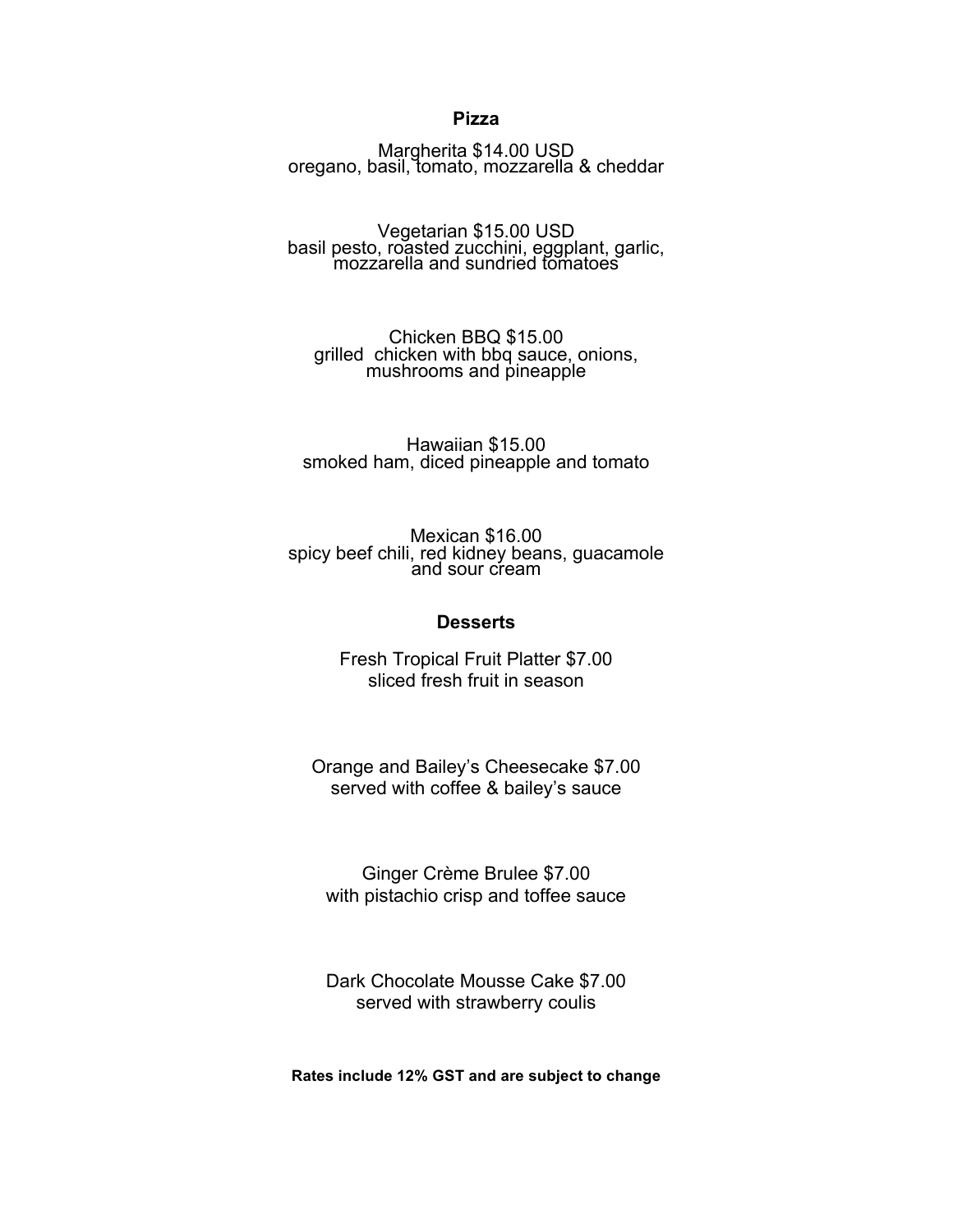## Pizza

Margherita $14.00 USD
oregano, basil, tomato, mozzarella & cheddar

Vegetarian $15.00 USD
basil pesto, roasted zucchini, eggplant, garlic, mozzarella and sundried tomatoes

Chicken BBQ $15.00
grilled chicken with bbq sauce, onions, mushrooms and pineapple

Hawaiian $15.00
smoked ham, diced pineapple and tomato

Mexican $16.00
spicy beef chili, red kidney beans, guacamole and sour cream

## Desserts

Fresh Tropical Fruit Platter $7.00
sliced fresh fruit in season

Orange and Bailey's Cheesecake $7.00
served with coffee & bailey's sauce

Ginger Crème Brulee $7.00
with pistachio crisp and toffee sauce

Dark Chocolate Mousse Cake $7.00
served with strawberry coulis

**Rates include 12% GST and are subject to change**